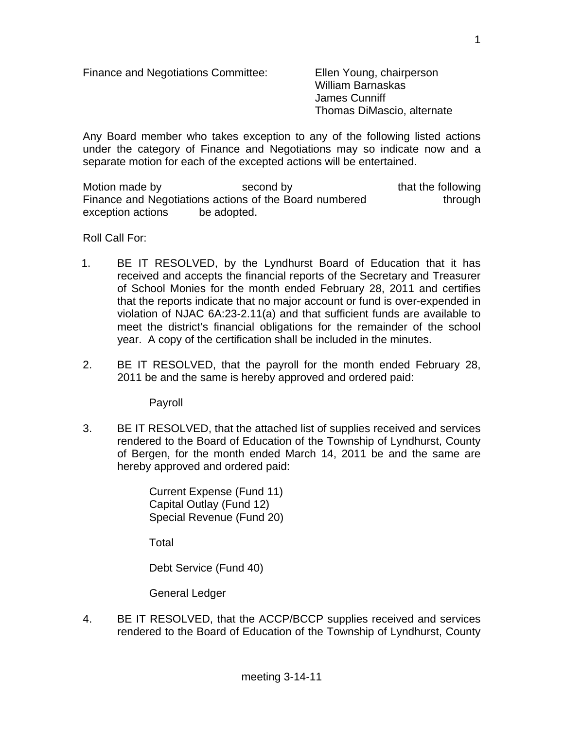Finance and Negotiations Committee: Ellen Young, chairperson
William Barnaskas
James Cunniff
Thomas DiMascio, alternate

Any Board member who takes exception to any of the following listed actions under the category of Finance and Negotiations may so indicate now and a separate motion for each of the excepted actions will be entertained.

Motion made by second by that the following Finance and Negotiations actions of the Board numbered through exception actions be adopted.

Roll Call For:

1. BE IT RESOLVED, by the Lyndhurst Board of Education that it has received and accepts the financial reports of the Secretary and Treasurer of School Monies for the month ended February 28, 2011 and certifies that the reports indicate that no major account or fund is over-expended in violation of NJAC 6A:23-2.11(a) and that sufficient funds are available to meet the district's financial obligations for the remainder of the school year. A copy of the certification shall be included in the minutes.

2. BE IT RESOLVED, that the payroll for the month ended February 28, 2011 be and the same is hereby approved and ordered paid:

   Payroll

3. BE IT RESOLVED, that the attached list of supplies received and services rendered to the Board of Education of the Township of Lyndhurst, County of Bergen, for the month ended March 14, 2011 be and the same are hereby approved and ordered paid:

   Current Expense (Fund 11)
   Capital Outlay (Fund 12)
   Special Revenue (Fund 20)

   Total

   Debt Service (Fund 40)

   General Ledger

4. BE IT RESOLVED, that the ACCP/BCCP supplies received and services rendered to the Board of Education of the Township of Lyndhurst, County

meeting 3-14-11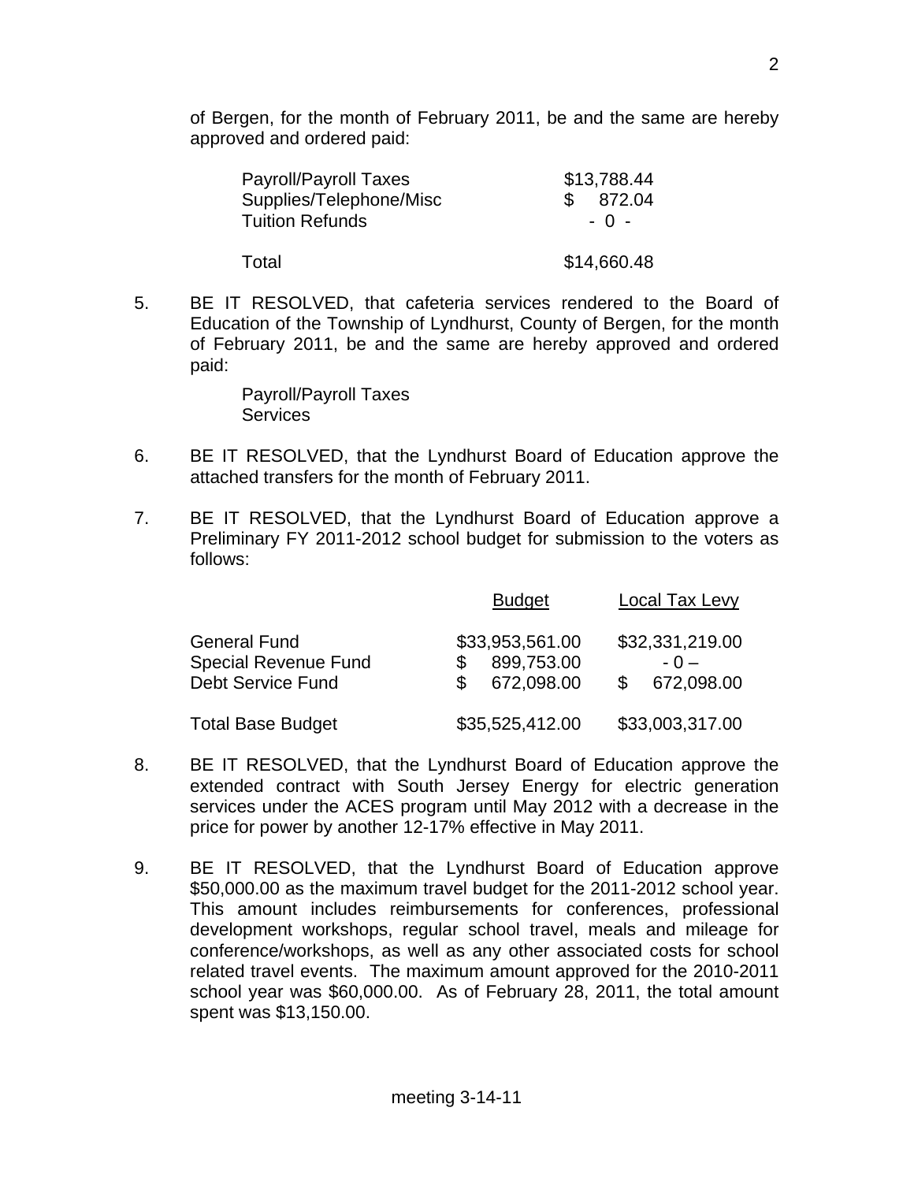of Bergen, for the month of February 2011, be and the same are hereby approved and ordered paid:

| | |
|---|---|
| Payroll/Payroll Taxes | $13,788.44 |
| Supplies/Telephone/Misc | $ 872.04 |
| Tuition Refunds | - 0 - |
| Total | $14,660.48 |

5. BE IT RESOLVED, that cafeteria services rendered to the Board of Education of the Township of Lyndhurst, County of Bergen, for the month of February 2011, be and the same are hereby approved and ordered paid:

   Payroll/Payroll Taxes
   Services

6. BE IT RESOLVED, that the Lyndhurst Board of Education approve the attached transfers for the month of February 2011.

7. BE IT RESOLVED, that the Lyndhurst Board of Education approve a Preliminary FY 2011-2012 school budget for submission to the voters as follows:

| | Budget | Local Tax Levy |
|---|---|---|
| General Fund | $33,953,561.00 | $32,331,219.00 |
| Special Revenue Fund | $ 899,753.00 | - 0 – |
| Debt Service Fund | $ 672,098.00 | $ 672,098.00 |
| Total Base Budget | $35,525,412.00 | $33,003,317.00 |

8. BE IT RESOLVED, that the Lyndhurst Board of Education approve the extended contract with South Jersey Energy for electric generation services under the ACES program until May 2012 with a decrease in the price for power by another 12-17% effective in May 2011.

9. BE IT RESOLVED, that the Lyndhurst Board of Education approve $50,000.00 as the maximum travel budget for the 2011-2012 school year. This amount includes reimbursements for conferences, professional development workshops, regular school travel, meals and mileage for conference/workshops, as well as any other associated costs for school related travel events. The maximum amount approved for the 2010-2011 school year was $60,000.00. As of February 28, 2011, the total amount spent was $13,150.00.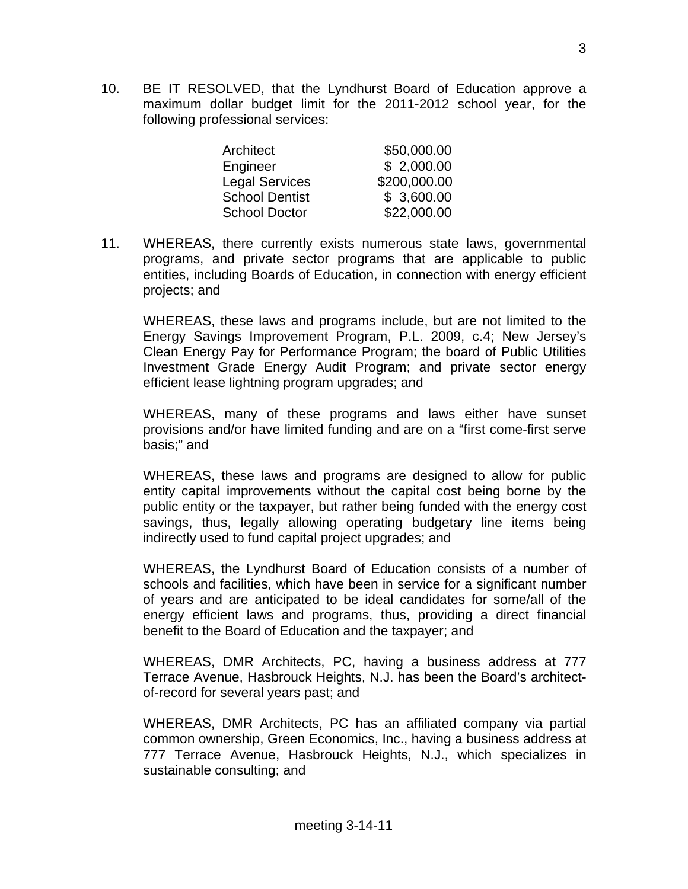10. BE IT RESOLVED, that the Lyndhurst Board of Education approve a maximum dollar budget limit for the 2011-2012 school year, for the following professional services:

| | |
|---|---|
| Architect | $50,000.00 |
| Engineer | $ 2,000.00 |
| Legal Services | $200,000.00 |
| School Dentist | $ 3,600.00 |
| School Doctor | $22,000.00 |

11. WHEREAS, there currently exists numerous state laws, governmental programs, and private sector programs that are applicable to public entities, including Boards of Education, in connection with energy efficient projects; and

    WHEREAS, these laws and programs include, but are not limited to the Energy Savings Improvement Program, P.L. 2009, c.4; New Jersey's Clean Energy Pay for Performance Program; the board of Public Utilities Investment Grade Energy Audit Program; and private sector energy efficient lease lightning program upgrades; and

    WHEREAS, many of these programs and laws either have sunset provisions and/or have limited funding and are on a "first come-first serve basis;" and

    WHEREAS, these laws and programs are designed to allow for public entity capital improvements without the capital cost being borne by the public entity or the taxpayer, but rather being funded with the energy cost savings, thus, legally allowing operating budgetary line items being indirectly used to fund capital project upgrades; and

    WHEREAS, the Lyndhurst Board of Education consists of a number of schools and facilities, which have been in service for a significant number of years and are anticipated to be ideal candidates for some/all of the energy efficient laws and programs, thus, providing a direct financial benefit to the Board of Education and the taxpayer; and

    WHEREAS, DMR Architects, PC, having a business address at 777 Terrace Avenue, Hasbrouck Heights, N.J. has been the Board's architect-of-record for several years past; and

    WHEREAS, DMR Architects, PC has an affiliated company via partial common ownership, Green Economics, Inc., having a business address at 777 Terrace Avenue, Hasbrouck Heights, N.J., which specializes in sustainable consulting; and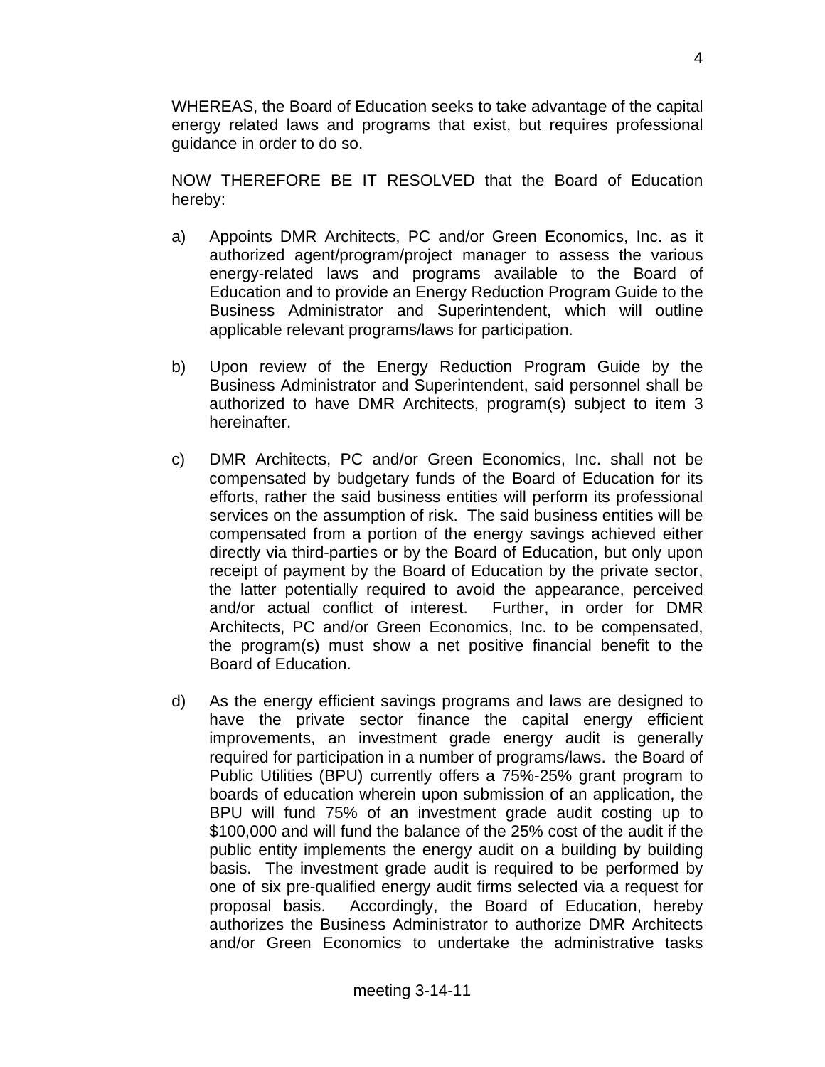WHEREAS, the Board of Education seeks to take advantage of the capital energy related laws and programs that exist, but requires professional guidance in order to do so.

NOW THEREFORE BE IT RESOLVED that the Board of Education hereby:

a) Appoints DMR Architects, PC and/or Green Economics, Inc. as it authorized agent/program/project manager to assess the various energy-related laws and programs available to the Board of Education and to provide an Energy Reduction Program Guide to the Business Administrator and Superintendent, which will outline applicable relevant programs/laws for participation.

b) Upon review of the Energy Reduction Program Guide by the Business Administrator and Superintendent, said personnel shall be authorized to have DMR Architects, program(s) subject to item 3 hereinafter.

c) DMR Architects, PC and/or Green Economics, Inc. shall not be compensated by budgetary funds of the Board of Education for its efforts, rather the said business entities will perform its professional services on the assumption of risk. The said business entities will be compensated from a portion of the energy savings achieved either directly via third-parties or by the Board of Education, but only upon receipt of payment by the Board of Education by the private sector, the latter potentially required to avoid the appearance, perceived and/or actual conflict of interest. Further, in order for DMR Architects, PC and/or Green Economics, Inc. to be compensated, the program(s) must show a net positive financial benefit to the Board of Education.

d) As the energy efficient savings programs and laws are designed to have the private sector finance the capital energy efficient improvements, an investment grade energy audit is generally required for participation in a number of programs/laws. the Board of Public Utilities (BPU) currently offers a 75%-25% grant program to boards of education wherein upon submission of an application, the BPU will fund 75% of an investment grade audit costing up to $100,000 and will fund the balance of the 25% cost of the audit if the public entity implements the energy audit on a building by building basis. The investment grade audit is required to be performed by one of six pre-qualified energy audit firms selected via a request for proposal basis. Accordingly, the Board of Education, hereby authorizes the Business Administrator to authorize DMR Architects and/or Green Economics to undertake the administrative tasks

meeting 3-14-11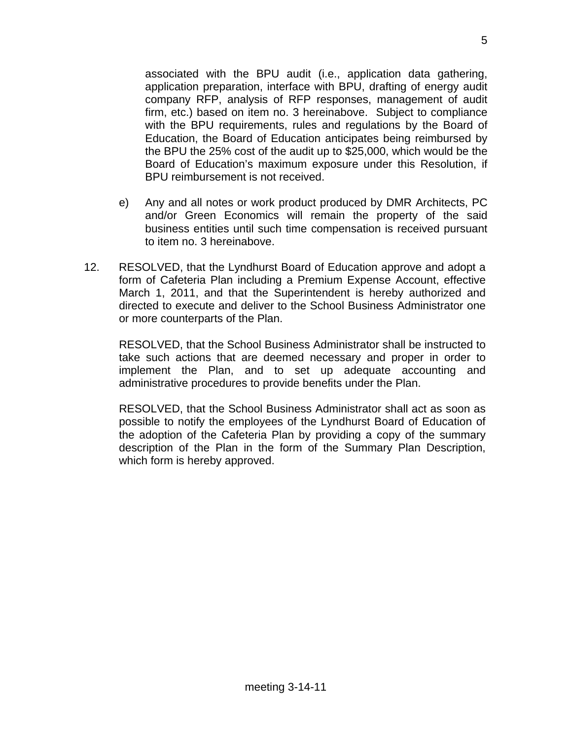associated with the BPU audit (i.e., application data gathering, application preparation, interface with BPU, drafting of energy audit company RFP, analysis of RFP responses, management of audit firm, etc.) based on item no. 3 hereinabove. Subject to compliance with the BPU requirements, rules and regulations by the Board of Education, the Board of Education anticipates being reimbursed by the BPU the 25% cost of the audit up to $25,000, which would be the Board of Education's maximum exposure under this Resolution, if BPU reimbursement is not received.

e) Any and all notes or work product produced by DMR Architects, PC and/or Green Economics will remain the property of the said business entities until such time compensation is received pursuant to item no. 3 hereinabove.

12. RESOLVED, that the Lyndhurst Board of Education approve and adopt a form of Cafeteria Plan including a Premium Expense Account, effective March 1, 2011, and that the Superintendent is hereby authorized and directed to execute and deliver to the School Business Administrator one or more counterparts of the Plan.

    RESOLVED, that the School Business Administrator shall be instructed to take such actions that are deemed necessary and proper in order to implement the Plan, and to set up adequate accounting and administrative procedures to provide benefits under the Plan.

    RESOLVED, that the School Business Administrator shall act as soon as possible to notify the employees of the Lyndhurst Board of Education of the adoption of the Cafeteria Plan by providing a copy of the summary description of the Plan in the form of the Summary Plan Description, which form is hereby approved.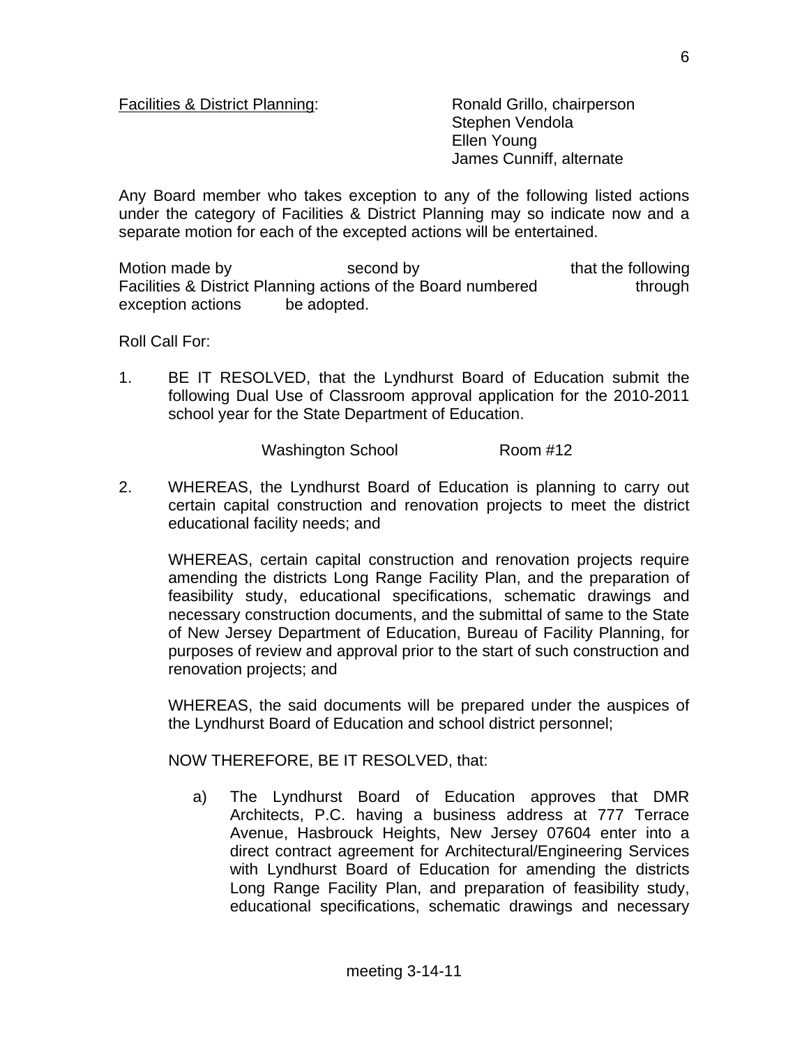Facilities & District Planning: Ronald Grillo, chairperson
Stephen Vendola
Ellen Young
James Cunniff, alternate

Any Board member who takes exception to any of the following listed actions under the category of Facilities & District Planning may so indicate now and a separate motion for each of the excepted actions will be entertained.

Motion made by second by that the following Facilities & District Planning actions of the Board numbered through exception actions be adopted.

Roll Call For:

1. BE IT RESOLVED, that the Lyndhurst Board of Education submit the following Dual Use of Classroom approval application for the 2010-2011 school year for the State Department of Education.

   Washington School Room #12

2. WHEREAS, the Lyndhurst Board of Education is planning to carry out certain capital construction and renovation projects to meet the district educational facility needs; and

   WHEREAS, certain capital construction and renovation projects require amending the districts Long Range Facility Plan, and the preparation of feasibility study, educational specifications, schematic drawings and necessary construction documents, and the submittal of same to the State of New Jersey Department of Education, Bureau of Facility Planning, for purposes of review and approval prior to the start of such construction and renovation projects; and

   WHEREAS, the said documents will be prepared under the auspices of the Lyndhurst Board of Education and school district personnel;

   NOW THEREFORE, BE IT RESOLVED, that:

   a) The Lyndhurst Board of Education approves that DMR Architects, P.C. having a business address at 777 Terrace Avenue, Hasbrouck Heights, New Jersey 07604 enter into a direct contract agreement for Architectural/Engineering Services with Lyndhurst Board of Education for amending the districts Long Range Facility Plan, and preparation of feasibility study, educational specifications, schematic drawings and necessary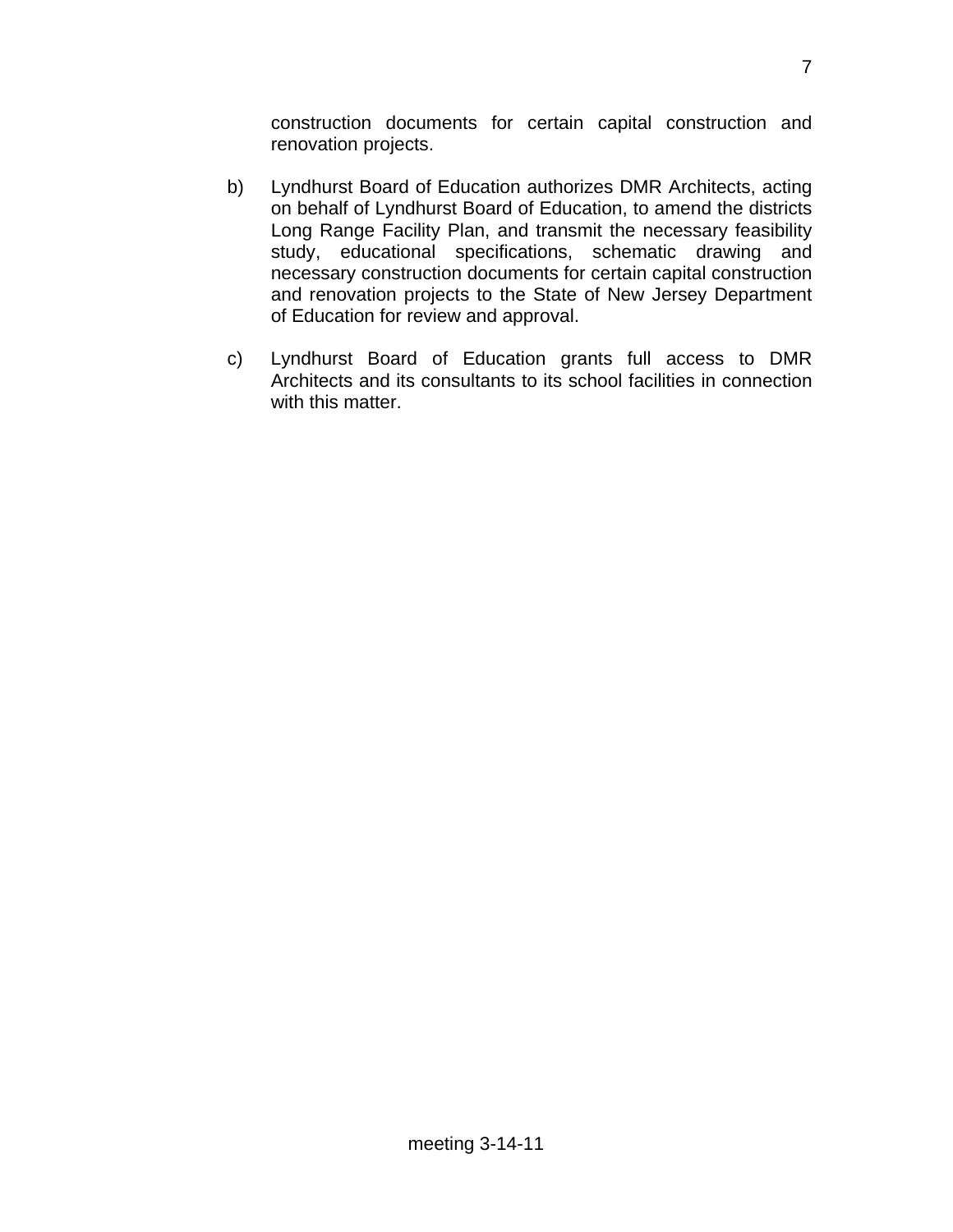construction documents for certain capital construction and renovation projects.

b) Lyndhurst Board of Education authorizes DMR Architects, acting on behalf of Lyndhurst Board of Education, to amend the districts Long Range Facility Plan, and transmit the necessary feasibility study, educational specifications, schematic drawing and necessary construction documents for certain capital construction and renovation projects to the State of New Jersey Department of Education for review and approval.

c) Lyndhurst Board of Education grants full access to DMR Architects and its consultants to its school facilities in connection with this matter.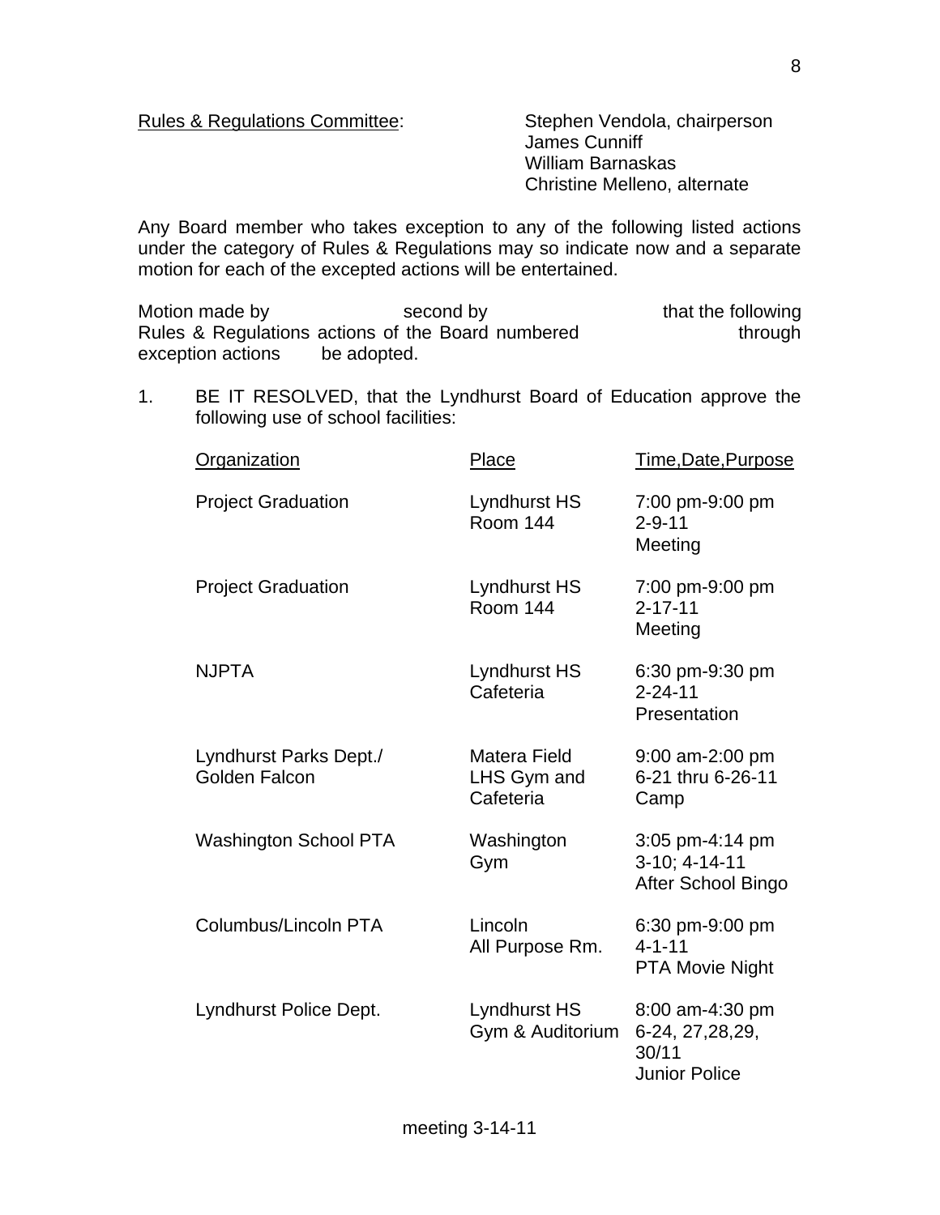Rules & Regulations Committee: Stephen Vendola, chairperson
James Cunniff
William Barnaskas
Christine Melleno, alternate

Any Board member who takes exception to any of the following listed actions under the category of Rules & Regulations may so indicate now and a separate motion for each of the excepted actions will be entertained.

Motion made by second by that the following Rules & Regulations actions of the Board numbered through exception actions be adopted.

1. BE IT RESOLVED, that the Lyndhurst Board of Education approve the following use of school facilities:

| Organization | Place | Time,Date,Purpose |
|---|---|---|
| Project Graduation | Lyndhurst HS Room 144 | 7:00 pm-9:00 pm 2-9-11 Meeting |
| Project Graduation | Lyndhurst HS Room 144 | 7:00 pm-9:00 pm 2-17-11 Meeting |
| NJPTA | Lyndhurst HS Cafeteria | 6:30 pm-9:30 pm 2-24-11 Presentation |
| Lyndhurst Parks Dept./ Golden Falcon | Matera Field LHS Gym and Cafeteria | 9:00 am-2:00 pm 6-21 thru 6-26-11 Camp |
| Washington School PTA | Washington Gym | 3:05 pm-4:14 pm 3-10; 4-14-11 After School Bingo |
| Columbus/Lincoln PTA | Lincoln All Purpose Rm. | 6:30 pm-9:00 pm 4-1-11 PTA Movie Night |
| Lyndhurst Police Dept. | Lyndhurst HS Gym & Auditorium | 8:00 am-4:30 pm 6-24, 27,28,29, 30/11 Junior Police |

meeting 3-14-11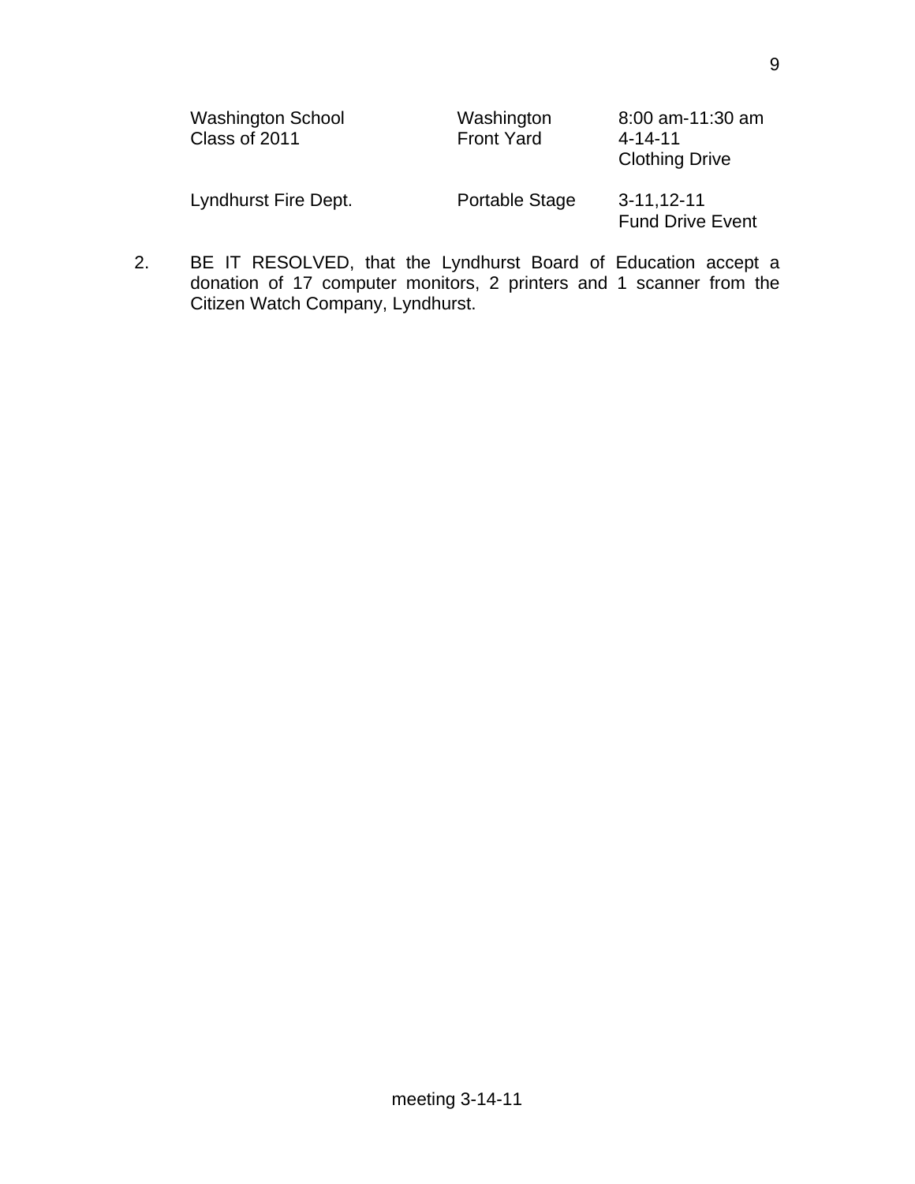| | | |
|---|---|---|
| Washington School Class of 2011 | Washington Front Yard | 8:00 am-11:30 am 4-14-11 Clothing Drive |
| Lyndhurst Fire Dept. | Portable Stage | 3-11,12-11 Fund Drive Event |

2. BE IT RESOLVED, that the Lyndhurst Board of Education accept a donation of 17 computer monitors, 2 printers and 1 scanner from the Citizen Watch Company, Lyndhurst.